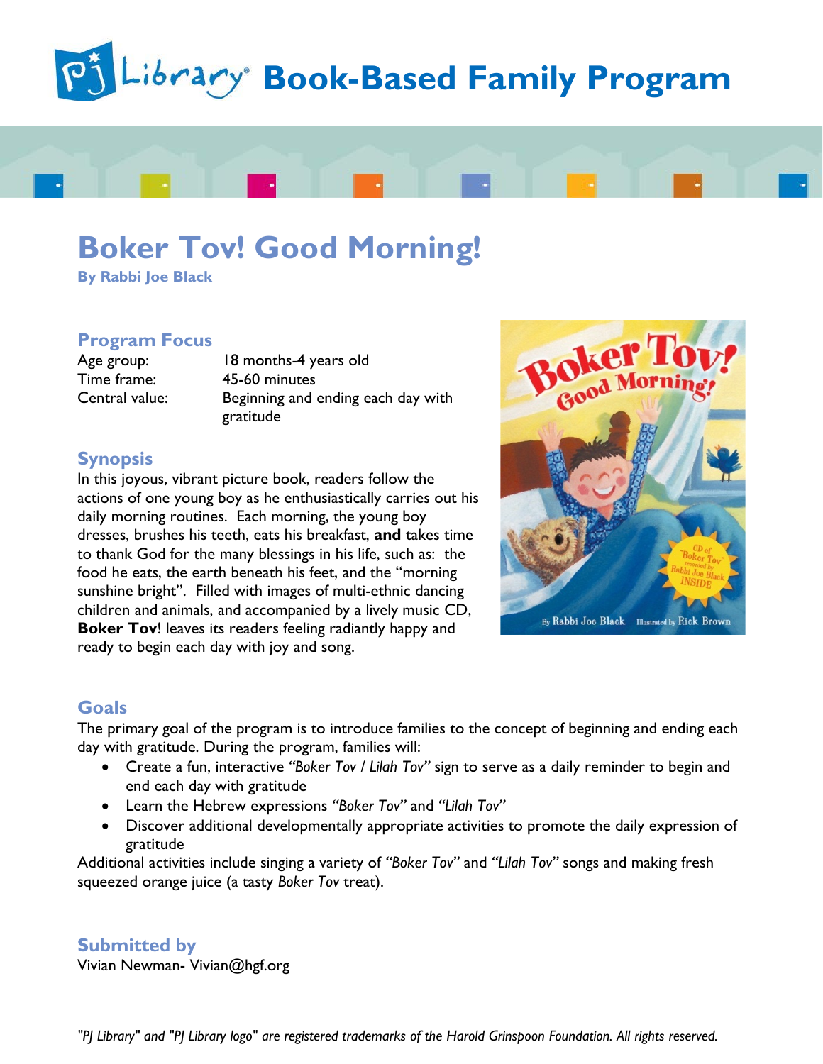# PJ Library Book-Based Family Program

## Boker Tov! Good Morning!

**By Rabbi Joe Black**

### Program Focus

| | |
|---|---|
| Age group: | 18 months-4 years old |
| Time frame: | 45-60 minutes |
| Central value: | Beginning and ending each day with gratitude |

### Synopsis

In this joyous, vibrant picture book, readers follow the actions of one young boy as he enthusiastically carries out his daily morning routines. Each morning, the young boy dresses, brushes his teeth, eats his breakfast, **and** takes time to thank God for the many blessings in his life, such as: the food he eats, the earth beneath his feet, and the "morning sunshine bright". Filled with images of multi-ethnic dancing children and animals, and accompanied by a lively music CD, **Boker Tov**! leaves its readers feeling radiantly happy and ready to begin each day with joy and song.

### Goals

The primary goal of the program is to introduce families to the concept of beginning and ending each day with gratitude. During the program, families will:

- Create a fun, interactive *"Boker Tov / Lilah Tov"* sign to serve as a daily reminder to begin and end each day with gratitude
- Learn the Hebrew expressions *"Boker Tov"* and *"Lilah Tov"*
- Discover additional developmentally appropriate activities to promote the daily expression of gratitude

Additional activities include singing a variety of *"Boker Tov"* and *"Lilah Tov"* songs and making fresh squeezed orange juice (a tasty *Boker Tov* treat).

### Submitted by

Vivian Newman- Vivian@hgf.org

*"PJ Library" and "PJ Library logo" are registered trademarks of the Harold Grinspoon Foundation. All rights reserved.*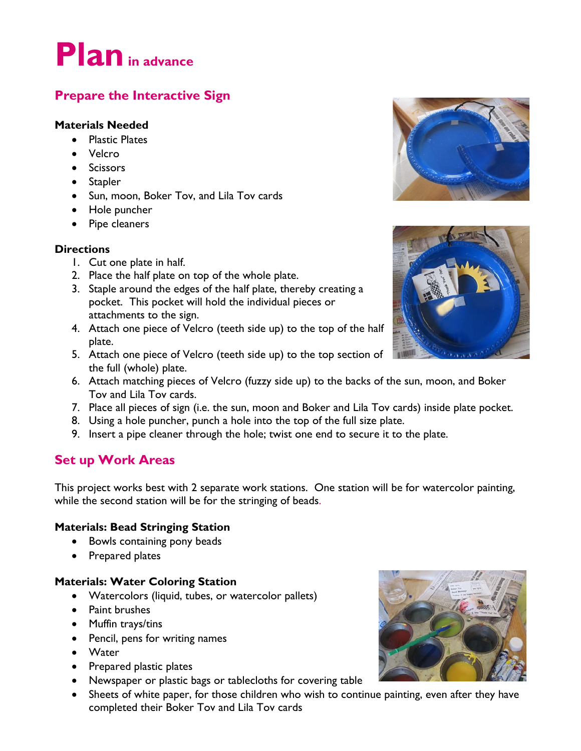# Plan in advance

## Prepare the Interactive Sign

**Materials Needed**

- Plastic Plates
- Velcro
- Scissors
- Stapler
- Sun, moon, Boker Tov, and Lila Tov cards
- Hole puncher
- Pipe cleaners

**Directions**

1. Cut one plate in half.
2. Place the half plate on top of the whole plate.
3. Staple around the edges of the half plate, thereby creating a pocket. This pocket will hold the individual pieces or attachments to the sign.
4. Attach one piece of Velcro (teeth side up) to the top of the half plate.
5. Attach one piece of Velcro (teeth side up) to the top section of the full (whole) plate.
6. Attach matching pieces of Velcro (fuzzy side up) to the backs of the sun, moon, and Boker Tov and Lila Tov cards.
7. Place all pieces of sign (i.e. the sun, moon and Boker and Lila Tov cards) inside plate pocket.
8. Using a hole puncher, punch a hole into the top of the full size plate.
9. Insert a pipe cleaner through the hole; twist one end to secure it to the plate.

## Set up Work Areas

This project works best with 2 separate work stations. One station will be for watercolor painting, while the second station will be for the stringing of beads.

**Materials: Bead Stringing Station**

- Bowls containing pony beads
- Prepared plates

**Materials: Water Coloring Station**

- Watercolors (liquid, tubes, or watercolor pallets)
- Paint brushes
- Muffin trays/tins
- Pencil, pens for writing names
- Water
- Prepared plastic plates
- Newspaper or plastic bags or tablecloths for covering table
- Sheets of white paper, for those children who wish to continue painting, even after they have completed their Boker Tov and Lila Tov cards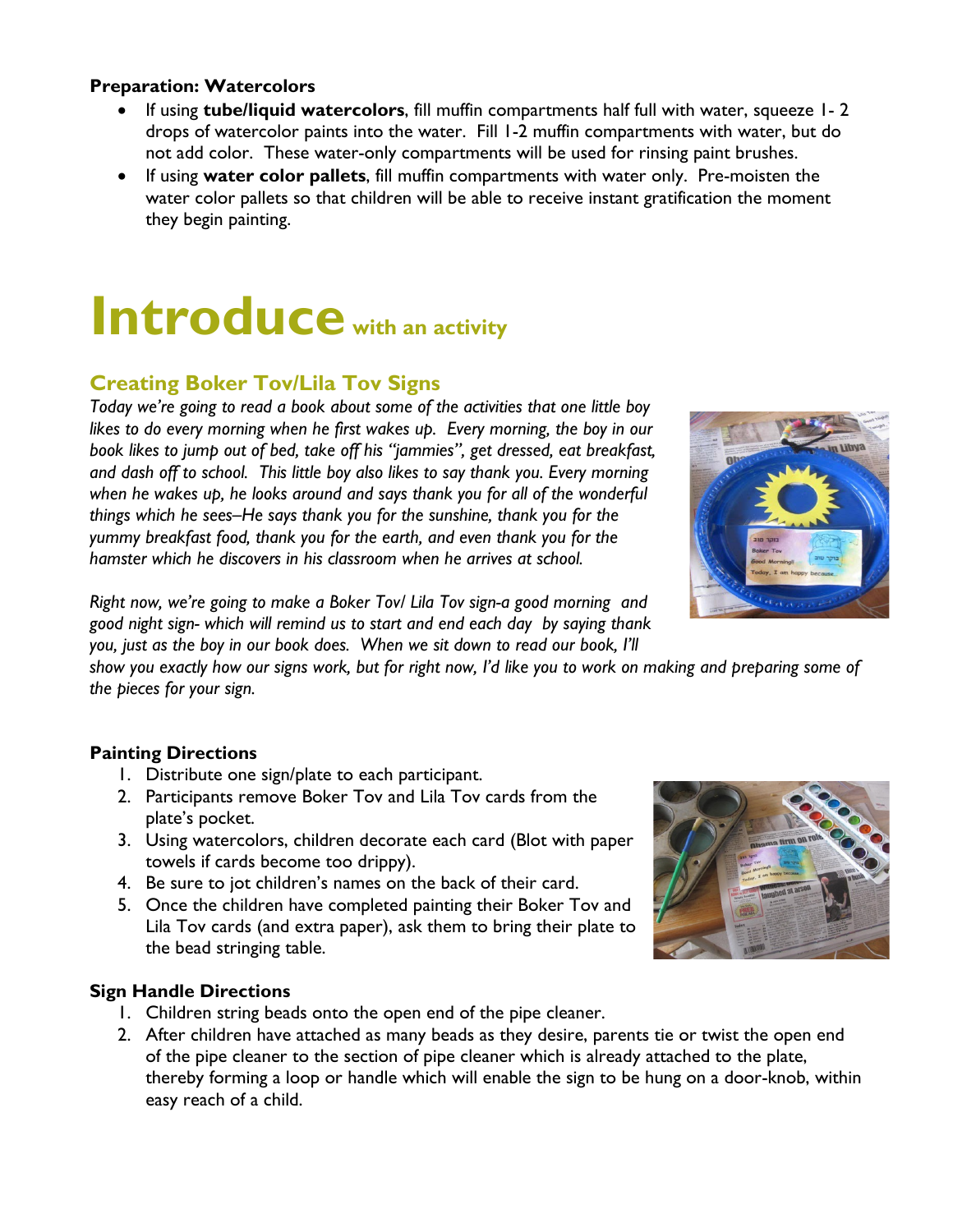**Preparation: Watercolors**

- If using **tube/liquid watercolors**, fill muffin compartments half full with water, squeeze 1- 2 drops of watercolor paints into the water. Fill 1-2 muffin compartments with water, but do not add color. These water-only compartments will be used for rinsing paint brushes.
- If using **water color pallets**, fill muffin compartments with water only. Pre-moisten the water color pallets so that children will be able to receive instant gratification the moment they begin painting.

# Introduce with an activity

## Creating Boker Tov/Lila Tov Signs

*Today we're going to read a book about some of the activities that one little boy likes to do every morning when he first wakes up. Every morning, the boy in our book likes to jump out of bed, take off his "jammies", get dressed, eat breakfast, and dash off to school. This little boy also likes to say thank you. Every morning when he wakes up, he looks around and says thank you for all of the wonderful things which he sees–He says thank you for the sunshine, thank you for the yummy breakfast food, thank you for the earth, and even thank you for the hamster which he discovers in his classroom when he arrives at school.*

*Right now, we're going to make a Boker Tov/ Lila Tov sign-a good morning and good night sign- which will remind us to start and end each day by saying thank you, just as the boy in our book does. When we sit down to read our book, I'll show you exactly how our signs work, but for right now, I'd like you to work on making and preparing some of the pieces for your sign.*

**Painting Directions**

1. Distribute one sign/plate to each participant.
2. Participants remove Boker Tov and Lila Tov cards from the plate's pocket.
3. Using watercolors, children decorate each card (Blot with paper towels if cards become too drippy).
4. Be sure to jot children's names on the back of their card.
5. Once the children have completed painting their Boker Tov and Lila Tov cards (and extra paper), ask them to bring their plate to the bead stringing table.

**Sign Handle Directions**

1. Children string beads onto the open end of the pipe cleaner.
2. After children have attached as many beads as they desire, parents tie or twist the open end of the pipe cleaner to the section of pipe cleaner which is already attached to the plate, thereby forming a loop or handle which will enable the sign to be hung on a door-knob, within easy reach of a child.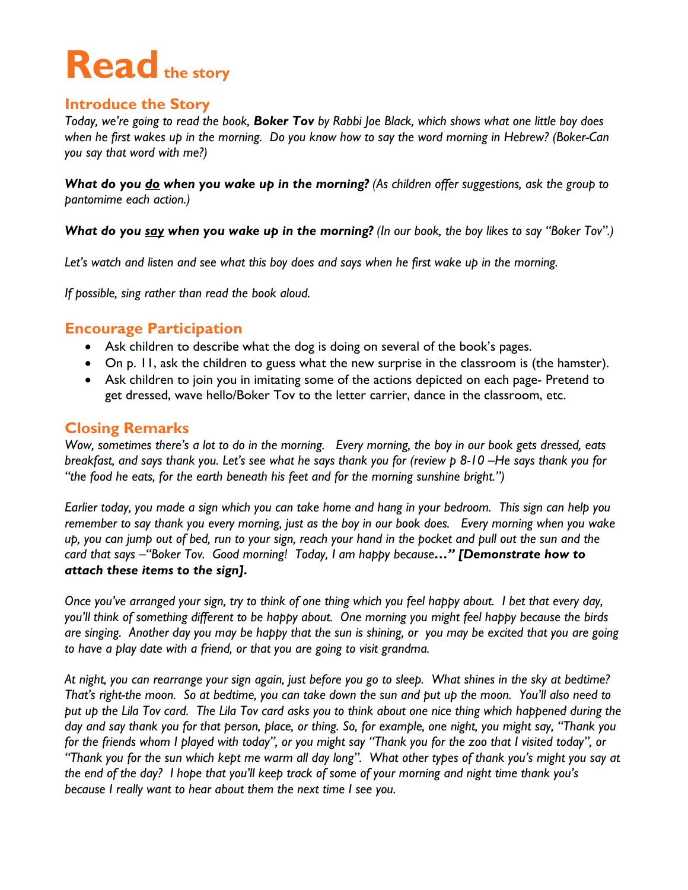# Read the story

## Introduce the Story

*Today, we're going to read the book,* ***Boker Tov*** *by Rabbi Joe Black, which shows what one little boy does when he first wakes up in the morning. Do you know how to say the word morning in Hebrew? (Boker-Can you say that word with me?)*

***What do you <u>do</u> when you wake up in the morning?*** *(As children offer suggestions, ask the group to pantomime each action.)*

***What do you <u>say</u> when you wake up in the morning?*** *(In our book, the boy likes to say "Boker Tov".)*

*Let's watch and listen and see what this boy does and says when he first wake up in the morning.*

*If possible, sing rather than read the book aloud.*

## Encourage Participation

- Ask children to describe what the dog is doing on several of the book's pages.
- On p. 11, ask the children to guess what the new surprise in the classroom is (the hamster).
- Ask children to join you in imitating some of the actions depicted on each page- Pretend to get dressed, wave hello/Boker Tov to the letter carrier, dance in the classroom, etc.

## Closing Remarks

*Wow, sometimes there's a lot to do in the morning. Every morning, the boy in our book gets dressed, eats breakfast, and says thank you. Let's see what he says thank you for (review p 8-10 –He says thank you for "the food he eats, for the earth beneath his feet and for the morning sunshine bright.")*

*Earlier today, you made a sign which you can take home and hang in your bedroom. This sign can help you remember to say thank you every morning, just as the boy in our book does. Every morning when you wake up, you can jump out of bed, run to your sign, reach your hand in the pocket and pull out the sun and the card that says –"Boker Tov. Good morning! Today, I am happy because…"* ***[Demonstrate how to attach these items to the sign].***

*Once you've arranged your sign, try to think of one thing which you feel happy about. I bet that every day, you'll think of something different to be happy about. One morning you might feel happy because the birds are singing. Another day you may be happy that the sun is shining, or you may be excited that you are going to have a play date with a friend, or that you are going to visit grandma.*

*At night, you can rearrange your sign again, just before you go to sleep. What shines in the sky at bedtime? That's right-the moon. So at bedtime, you can take down the sun and put up the moon. You'll also need to put up the Lila Tov card. The Lila Tov card asks you to think about one nice thing which happened during the day and say thank you for that person, place, or thing. So, for example, one night, you might say, "Thank you for the friends whom I played with today", or you might say "Thank you for the zoo that I visited today", or "Thank you for the sun which kept me warm all day long". What other types of thank you's might you say at the end of the day? I hope that you'll keep track of some of your morning and night time thank you's because I really want to hear about them the next time I see you.*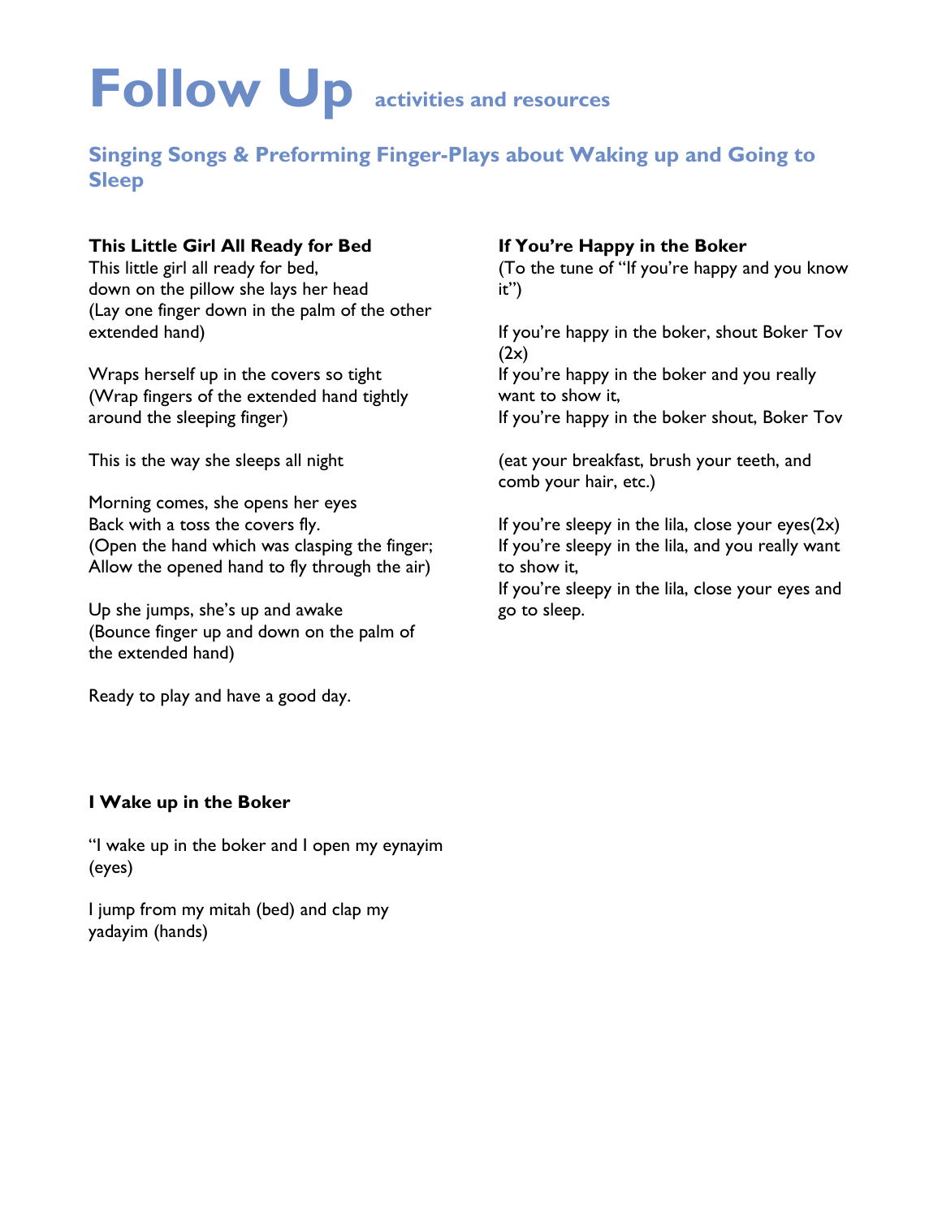# Follow Up activities and resources

## Singing Songs & Preforming Finger-Plays about Waking up and Going to Sleep

**This Little Girl All Ready for Bed**

This little girl all ready for bed,
down on the pillow she lays her head
(Lay one finger down in the palm of the other extended hand)

Wraps herself up in the covers so tight
(Wrap fingers of the extended hand tightly around the sleeping finger)

This is the way she sleeps all night

Morning comes, she opens her eyes
Back with a toss the covers fly.
(Open the hand which was clasping the finger; Allow the opened hand to fly through the air)

Up she jumps, she's up and awake
(Bounce finger up and down on the palm of the extended hand)

Ready to play and have a good day.

**I Wake up in the Boker**

"I wake up in the boker and I open my eynayim (eyes)

I jump from my mitah (bed) and clap my yadayim (hands)

**If You're Happy in the Boker**

(To the tune of "If you're happy and you know it")

If you're happy in the boker, shout Boker Tov (2x)
If you're happy in the boker and you really want to show it,
If you're happy in the boker shout, Boker Tov

(eat your breakfast, brush your teeth, and comb your hair, etc.)

If you're sleepy in the lila, close your eyes(2x)
If you're sleepy in the lila, and you really want to show it,
If you're sleepy in the lila, close your eyes and go to sleep.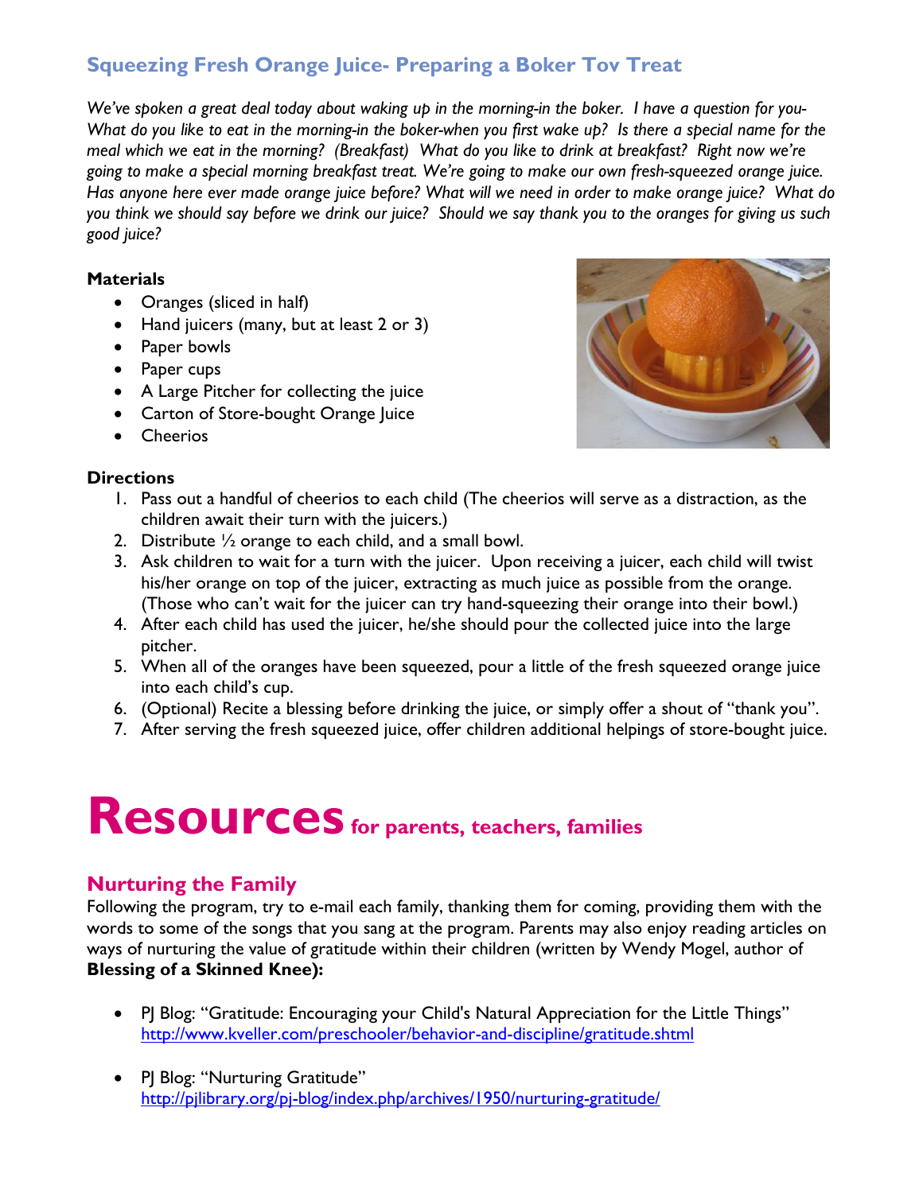## Squeezing Fresh Orange Juice- Preparing a Boker Tov Treat

*We've spoken a great deal today about waking up in the morning-in the boker. I have a question for you- What do you like to eat in the morning-in the boker-when you first wake up? Is there a special name for the meal which we eat in the morning? (Breakfast) What do you like to drink at breakfast? Right now we're going to make a special morning breakfast treat. We're going to make our own fresh-squeezed orange juice. Has anyone here ever made orange juice before? What will we need in order to make orange juice? What do you think we should say before we drink our juice? Should we say thank you to the oranges for giving us such good juice?*

**Materials**

- Oranges (sliced in half)
- Hand juicers (many, but at least 2 or 3)
- Paper bowls
- Paper cups
- A Large Pitcher for collecting the juice
- Carton of Store-bought Orange Juice
- Cheerios

**Directions**

1. Pass out a handful of cheerios to each child (The cheerios will serve as a distraction, as the children await their turn with the juicers.)
2. Distribute ½ orange to each child, and a small bowl.
3. Ask children to wait for a turn with the juicer. Upon receiving a juicer, each child will twist his/her orange on top of the juicer, extracting as much juice as possible from the orange. (Those who can't wait for the juicer can try hand-squeezing their orange into their bowl.)
4. After each child has used the juicer, he/she should pour the collected juice into the large pitcher.
5. When all of the oranges have been squeezed, pour a little of the fresh squeezed orange juice into each child's cup.
6. (Optional) Recite a blessing before drinking the juice, or simply offer a shout of "thank you".
7. After serving the fresh squeezed juice, offer children additional helpings of store-bought juice.

# Resources for parents, teachers, families

## Nurturing the Family

Following the program, try to e-mail each family, thanking them for coming, providing them with the words to some of the songs that you sang at the program. Parents may also enjoy reading articles on ways of nurturing the value of gratitude within their children (written by Wendy Mogel, author of **Blessing of a Skinned Knee):**

- PJ Blog: "Gratitude: Encouraging your Child's Natural Appreciation for the Little Things"
  http://www.kveller.com/preschooler/behavior-and-discipline/gratitude.shtml

- PJ Blog: "Nurturing Gratitude"
  http://pjlibrary.org/pj-blog/index.php/archives/1950/nurturing-gratitude/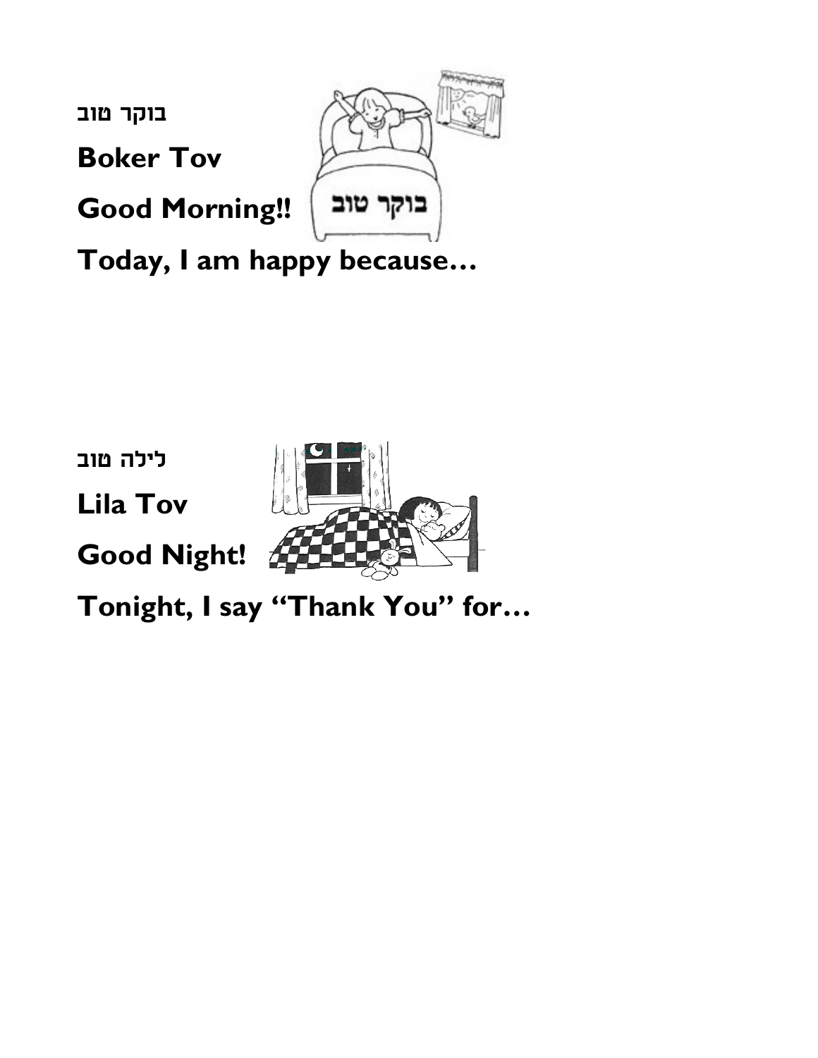**בוקר טוב**

**Boker Tov**

**Good Morning!!**

**Today, I am happy because…**

**לילה טוב**

**Lila Tov**

**Good Night!**

**Tonight, I say "Thank You" for…**